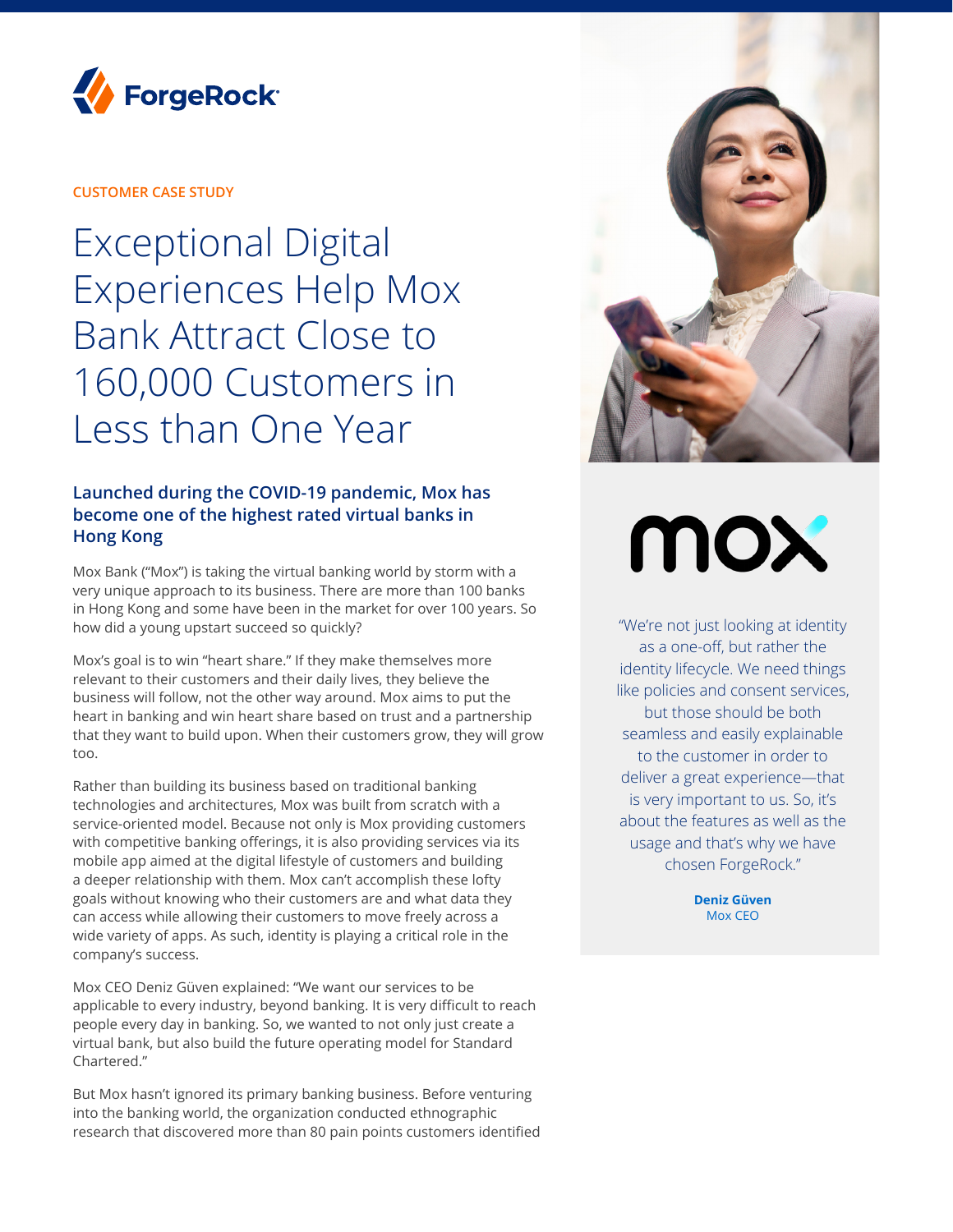CUSTOMER CASE STUDY

# Exceptional Digital Experiences Help Mox Bank Attract Close to 160,000 Customers in Less than One Year

## Launched during the COVID-19 pandemic, Mox has become one of the highest rated virtual banks in Hong Kong

Mox Bank ("Mox") is taking the virtual banking world by storm with a very unique approach to its business. There are more than 100 banks in Hong Kong and some have been in the market for over 100 years. So how did a young upstart succeed so quickly?

Mox's goal is to win "heart share." If they make themselves more relevant to their customers and their daily lives, they believe the business will follow, not the other way around. Mox aims to put the heart in banking and win heart share based on trust and a partnership that they want to build upon. When their customers grow, they will grow too.

Rather than building its business based on traditional banking technologies and architectures, Mox was built from scratch with a service-oriented model. Because not only is Mox providing customers with competitive banking offerings, it is also providing services via its mobile app aimed at the digital lifestyle of customers and building a deeper relationship with them. Mox can't accomplish these lofty goals without knowing who their customers are and what data they can access while allowing their customers to move freely across a wide variety of apps. As such, identity is playing a critical role in the company's success.

Mox CEO Deniz Güven explained: "We want our services to be applicable to every industry, beyond banking. It is very difficult to reach people every day in banking. So, we wanted to not only just create a virtual bank, but also build the future operating model for Standard Chartered."

But Mox hasn't ignored its primary banking business. Before venturing into the banking world, the organization conducted ethnographic research that discovered more than 80 pain points customers identified

> "We're not just looking at identity as a one-off, but rather the identity lifecycle. We need things like policies and consent services, but those should be both seamless and easily explainable to the customer in order to deliver a great experience—that is very important to us. So, it's about the features as well as the usage and that's why we have chosen ForgeRock."
>
> **Deniz Güven**
> Mox CEO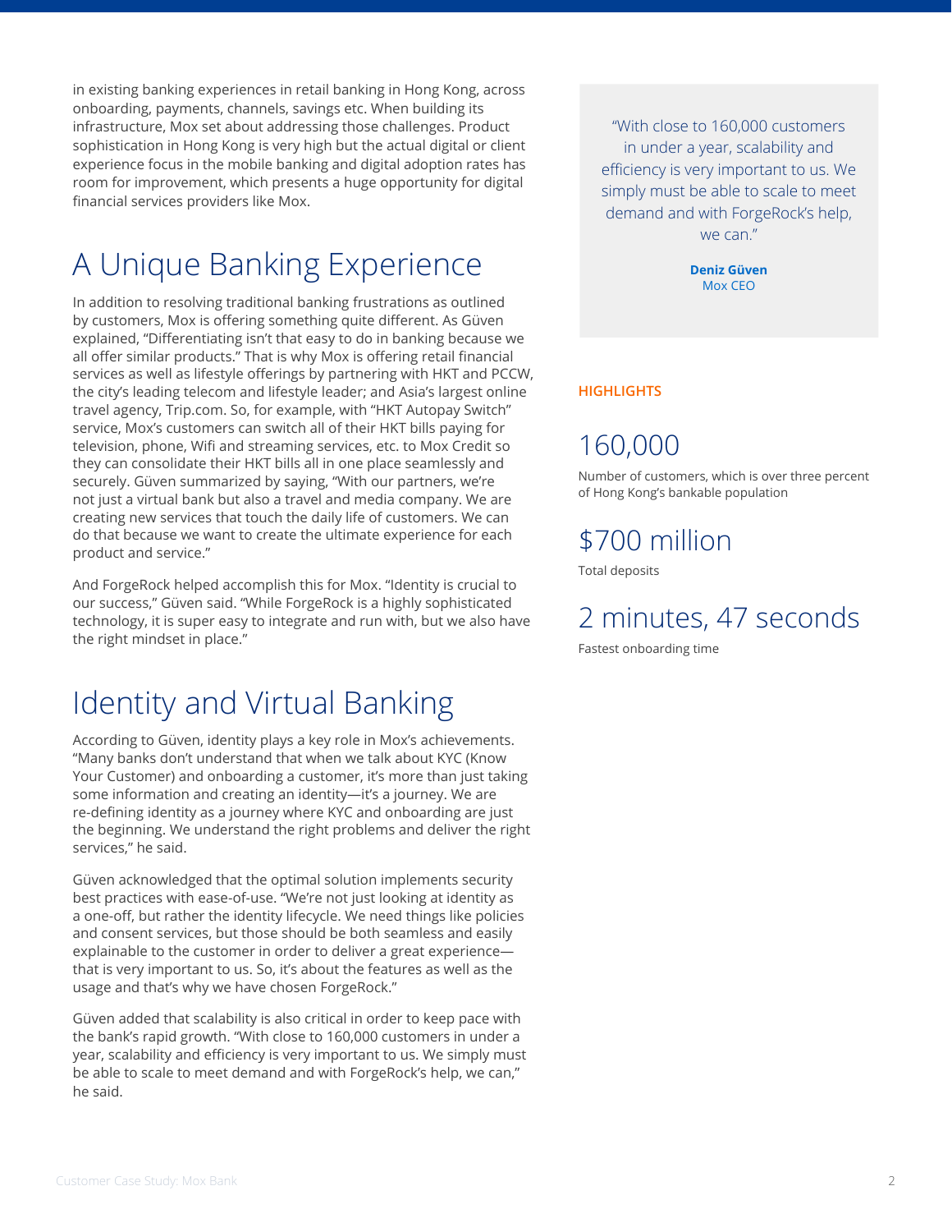in existing banking experiences in retail banking in Hong Kong, across onboarding, payments, channels, savings etc. When building its infrastructure, Mox set about addressing those challenges. Product sophistication in Hong Kong is very high but the actual digital or client experience focus in the mobile banking and digital adoption rates has room for improvement, which presents a huge opportunity for digital financial services providers like Mox.

## A Unique Banking Experience

In addition to resolving traditional banking frustrations as outlined by customers, Mox is offering something quite different. As Güven explained, "Differentiating isn't that easy to do in banking because we all offer similar products." That is why Mox is offering retail financial services as well as lifestyle offerings by partnering with HKT and PCCW, the city's leading telecom and lifestyle leader; and Asia's largest online travel agency, Trip.com. So, for example, with "HKT Autopay Switch" service, Mox's customers can switch all of their HKT bills paying for television, phone, Wifi and streaming services, etc. to Mox Credit so they can consolidate their HKT bills all in one place seamlessly and securely. Güven summarized by saying, "With our partners, we're not just a virtual bank but also a travel and media company. We are creating new services that touch the daily life of customers. We can do that because we want to create the ultimate experience for each product and service."

And ForgeRock helped accomplish this for Mox. "Identity is crucial to our success," Güven said. "While ForgeRock is a highly sophisticated technology, it is super easy to integrate and run with, but we also have the right mindset in place."

## Identity and Virtual Banking

According to Güven, identity plays a key role in Mox's achievements. "Many banks don't understand that when we talk about KYC (Know Your Customer) and onboarding a customer, it's more than just taking some information and creating an identity—it's a journey. We are re-defining identity as a journey where KYC and onboarding are just the beginning. We understand the right problems and deliver the right services," he said.

Güven acknowledged that the optimal solution implements security best practices with ease-of-use. "We're not just looking at identity as a one-off, but rather the identity lifecycle. We need things like policies and consent services, but those should be both seamless and easily explainable to the customer in order to deliver a great experience—that is very important to us. So, it's about the features as well as the usage and that's why we have chosen ForgeRock."

Güven added that scalability is also critical in order to keep pace with the bank's rapid growth. "With close to 160,000 customers in under a year, scalability and efficiency is very important to us. We simply must be able to scale to meet demand and with ForgeRock's help, we can," he said.

> "With close to 160,000 customers in under a year, scalability and efficiency is very important to us. We simply must be able to scale to meet demand and with ForgeRock's help, we can."
>
> **Deniz Güven**
> Mox CEO

**HIGHLIGHTS**

### 160,000

Number of customers, which is over three percent of Hong Kong's bankable population

### $700 million

Total deposits

### 2 minutes, 47 seconds

Fastest onboarding time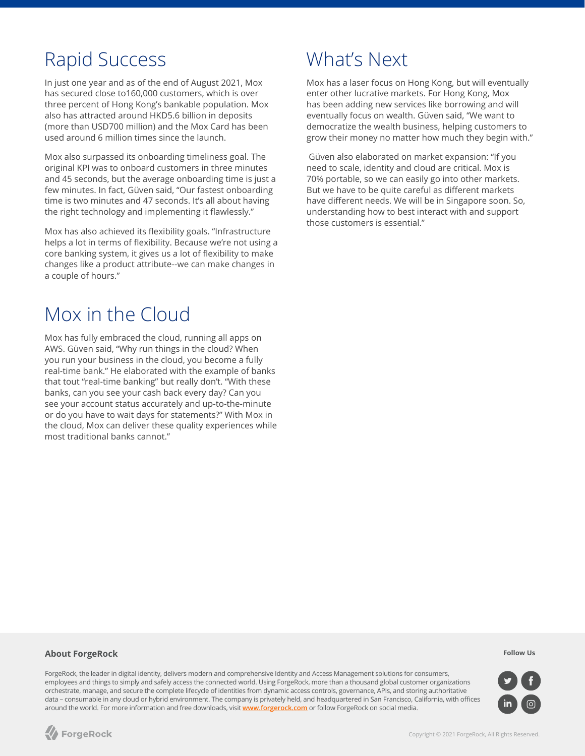## Rapid Success

In just one year and as of the end of August 2021, Mox has secured close to160,000 customers, which is over three percent of Hong Kong's bankable population. Mox also has attracted around HKD5.6 billion in deposits (more than USD700 million) and the Mox Card has been used around 6 million times since the launch.

Mox also surpassed its onboarding timeliness goal. The original KPI was to onboard customers in three minutes and 45 seconds, but the average onboarding time is just a few minutes. In fact, Güven said, "Our fastest onboarding time is two minutes and 47 seconds. It's all about having the right technology and implementing it flawlessly."

Mox has also achieved its flexibility goals. "Infrastructure helps a lot in terms of flexibility. Because we're not using a core banking system, it gives us a lot of flexibility to make changes like a product attribute--we can make changes in a couple of hours."

## Mox in the Cloud

Mox has fully embraced the cloud, running all apps on AWS. Güven said, "Why run things in the cloud? When you run your business in the cloud, you become a fully real-time bank." He elaborated with the example of banks that tout "real-time banking" but really don't. "With these banks, can you see your cash back every day? Can you see your account status accurately and up-to-the-minute or do you have to wait days for statements?" With Mox in the cloud, Mox can deliver these quality experiences while most traditional banks cannot."

## What's Next

Mox has a laser focus on Hong Kong, but will eventually enter other lucrative markets. For Hong Kong, Mox has been adding new services like borrowing and will eventually focus on wealth. Güven said, "We want to democratize the wealth business, helping customers to grow their money no matter how much they begin with."

Güven also elaborated on market expansion: "If you need to scale, identity and cloud are critical. Mox is 70% portable, so we can easily go into other markets. But we have to be quite careful as different markets have different needs. We will be in Singapore soon. So, understanding how to best interact with and support those customers is essential."

**About ForgeRock**

ForgeRock, the leader in digital identity, delivers modern and comprehensive Identity and Access Management solutions for consumers, employees and things to simply and safely access the connected world. Using ForgeRock, more than a thousand global customer organizations orchestrate, manage, and secure the complete lifecycle of identities from dynamic access controls, governance, APIs, and storing authoritative data – consumable in any cloud or hybrid environment. The company is privately held, and headquartered in San Francisco, California, with offices around the world. For more information and free downloads, visit **www.forgerock.com** or follow ForgeRock on social media.

**Follow Us**

ForgeRock

Copyright © 2021 ForgeRock, All Rights Reserved.